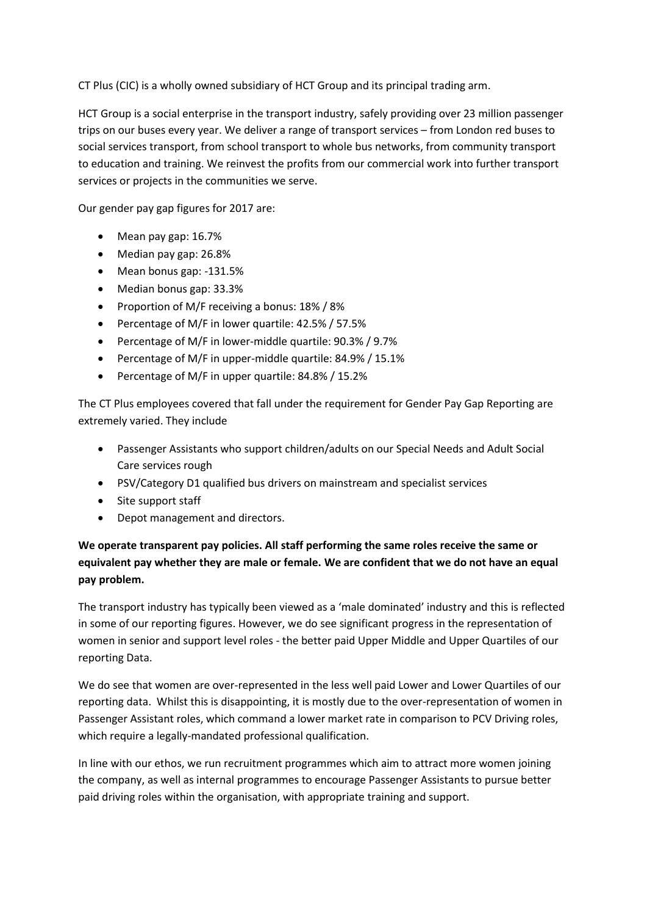CT Plus (CIC) is a wholly owned subsidiary of HCT Group and its principal trading arm.

HCT Group is a social enterprise in the transport industry, safely providing over 23 million passenger trips on our buses every year. We deliver a range of transport services – from London red buses to social services transport, from school transport to whole bus networks, from community transport to education and training. We reinvest the profits from our commercial work into further transport services or projects in the communities we serve.

Our gender pay gap figures for 2017 are:

- Mean pay gap: 16.7%
- Median pay gap: 26.8%
- Mean bonus gap: -131.5%
- Median bonus gap: 33.3%
- Proportion of M/F receiving a bonus: 18% / 8%
- Percentage of M/F in lower quartile: 42.5% / 57.5%
- Percentage of M/F in lower-middle quartile: 90.3% / 9.7%
- Percentage of M/F in upper-middle quartile: 84.9% / 15.1%
- Percentage of M/F in upper quartile: 84.8% / 15.2%

The CT Plus employees covered that fall under the requirement for Gender Pay Gap Reporting are extremely varied. They include

- Passenger Assistants who support children/adults on our Special Needs and Adult Social Care services rough
- PSV/Category D1 qualified bus drivers on mainstream and specialist services
- Site support staff
- Depot management and directors.

**We operate transparent pay policies. All staff performing the same roles receive the same or equivalent pay whether they are male or female. We are confident that we do not have an equal pay problem.**

The transport industry has typically been viewed as a 'male dominated' industry and this is reflected in some of our reporting figures. However, we do see significant progress in the representation of women in senior and support level roles - the better paid Upper Middle and Upper Quartiles of our reporting Data.

We do see that women are over-represented in the less well paid Lower and Lower Quartiles of our reporting data. Whilst this is disappointing, it is mostly due to the over-representation of women in Passenger Assistant roles, which command a lower market rate in comparison to PCV Driving roles, which require a legally-mandated professional qualification.

In line with our ethos, we run recruitment programmes which aim to attract more women joining the company, as well as internal programmes to encourage Passenger Assistants to pursue better paid driving roles within the organisation, with appropriate training and support.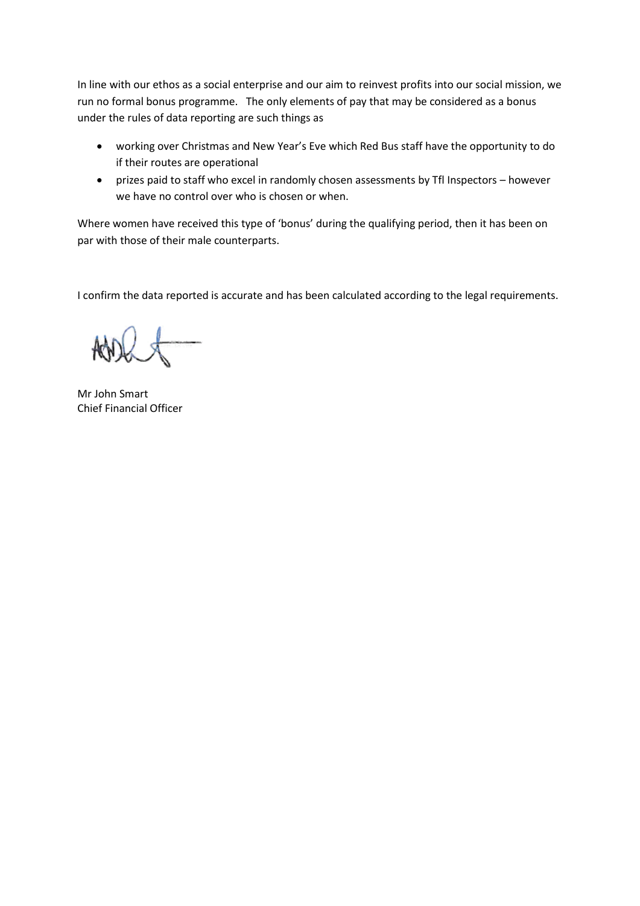In line with our ethos as a social enterprise and our aim to reinvest profits into our social mission, we run no formal bonus programme. The only elements of pay that may be considered as a bonus under the rules of data reporting are such things as

- working over Christmas and New Year's Eve which Red Bus staff have the opportunity to do if their routes are operational
- prizes paid to staff who excel in randomly chosen assessments by Tfl Inspectors – however we have no control over who is chosen or when.

Where women have received this type of 'bonus' during the qualifying period, then it has been on par with those of their male counterparts.

I confirm the data reported is accurate and has been calculated according to the legal requirements.

Mr John Smart
Chief Financial Officer